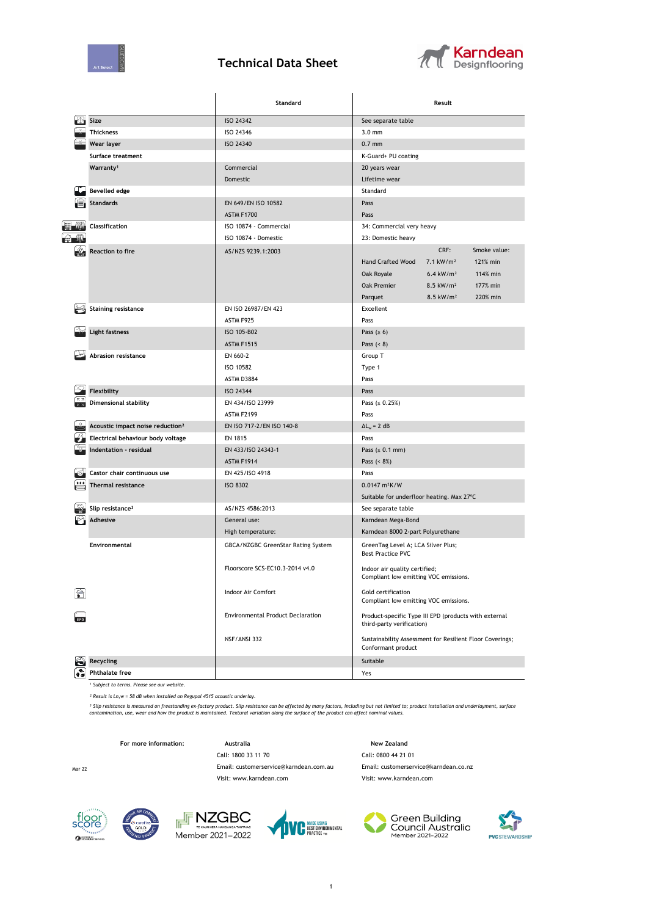# Technical Data Sheet

| | Standard | Result |
|---|---|---|
| Size | ISO 24342 | See separate table |
| Thickness | ISO 24346 | 3.0 mm |
| Wear layer | ISO 24340 | 0.7 mm |
| Surface treatment | | K-Guard+ PU coating |
| Warranty[1] | Commercial | 20 years wear |
| | Domestic | Lifetime wear |
| Bevelled edge | | Standard |
| Standards | EN 649/EN ISO 10582 | Pass |
| | ASTM F1700 | Pass |
| Classification | ISO 10874 - Commercial | 34: Commercial very heavy |
| | ISO 10874 - Domestic | 23: Domestic heavy |
| Reaction to fire | AS/NZS 9239.1:2003 | CRF: / Smoke value: |
| | | Hand Crafted Wood: 7.1 kW/m² / 121% min |
| | | Oak Royale: 6.4 kW/m² / 114% min |
| | | Oak Premier: 8.5 kW/m² / 177% min |
| | | Parquet: 8.5 kW/m² / 220% min |
| Staining resistance | EN ISO 26987/EN 423 | Excellent |
| | ASTM F925 | Pass |
| Light fastness | ISO 105-B02 | Pass (≥ 6) |
| | ASTM F1515 | Pass (< 8) |
| Abrasion resistance | EN 660-2 | Group T |
| | ISO 10582 | Type 1 |
| | ASTM D3884 | Pass |
| Flexibility | ISO 24344 | Pass |
| Dimensional stability | EN 434/ISO 23999 | Pass (≤ 0.25%) |
| | ASTM F2199 | Pass |
| Acoustic impact noise reduction[2] | EN ISO 717-2/EN ISO 140-8 | $\Delta L_w$ = 2 dB |
| Electrical behaviour body voltage | EN 1815 | Pass |
| Indentation - residual | EN 433/ISO 24343-1 | Pass (≤ 0.1 mm) |
| | ASTM F1914 | Pass (< 8%) |
| Castor chair continuous use | EN 425/ISO 4918 | Pass |
| Thermal resistance | ISO 8302 | 0.0147 m²K/W |
| | | Suitable for underfloor heating. Max 27ºC |
| Slip resistance[3] | AS/NZS 4586:2013 | See separate table |
| Adhesive | General use: | Karndean Mega-Bond |
| | High temperature: | Karndean 8000 2-part Polyurethane |
| Environmental | GBCA/NZGBC GreenStar Rating System | GreenTag Level A; LCA Silver Plus; Best Practice PVC |
| | Floorscore SCS-EC10.3-2014 v4.0 | Indoor air quality certified; Compliant low emitting VOC emissions. |
| | Indoor Air Comfort | Gold certification Compliant low emitting VOC emissions. |
| | Environmental Product Declaration | Product-specific Type III EPD (products with external third-party verification) |
| | NSF/ANSI 332 | Sustainability Assessment for Resilient Floor Coverings; Conformant product |
| Recycling | | Suitable |
| Phthalate free | | Yes |

[1] *Subject to terms. Please see our website.*

[2] *Result is Ln,w = 58 dB when installed on Regupol 4515 acoustic underlay.*

[3] *Slip resistance is measured on freestanding ex-factory product. Slip resistance can be affected by many factors, including but not limited to; product installation and underlayment, surface contamination, use, wear and how the product is maintained. Textural variation along the surface of the product can affect nominal values.*

**For more information:**

| Australia | New Zealand |
|---|---|
| Call: 1800 33 11 70 | Call: 0800 44 21 01 |
| Email: customerservice@karndean.com.au | Email: customerservice@karndean.co.nz |
| Visit: www.karndean.com | Visit: www.karndean.com |

Mar 22

NZGBC Member 2021–2022

Green Building Council Australia Member 2021–2022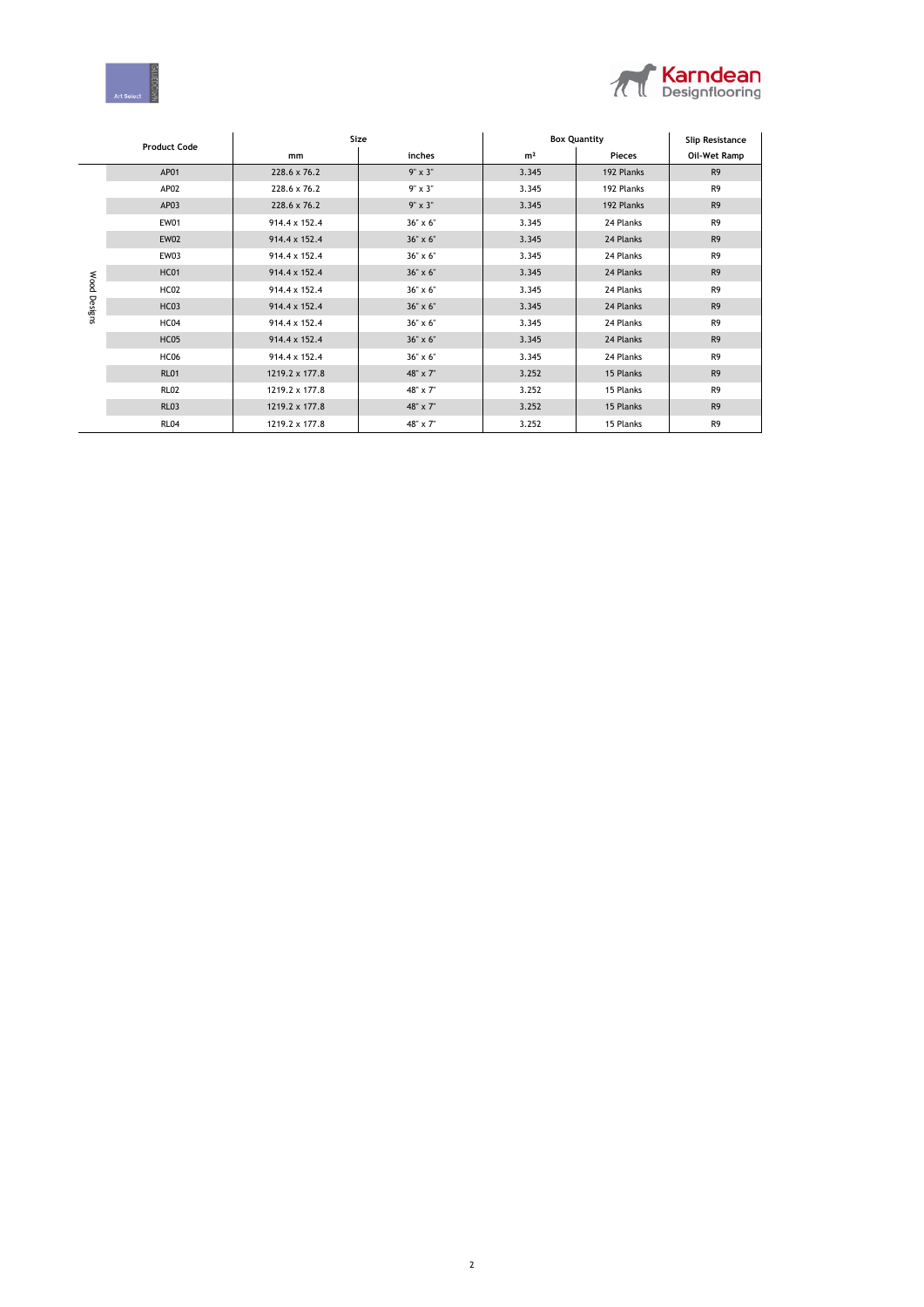| | Product Code | Size | | Box Quantity | | Slip Resistance |
|---|---|---|---|---|---|---|
| | | mm | inches | m² | Pieces | Oil-Wet Ramp |
| Wood Designs | AP01 | 228.6 x 76.2 | 9" x 3" | 3.345 | 192 Planks | R9 |
| | AP02 | 228.6 x 76.2 | 9" x 3" | 3.345 | 192 Planks | R9 |
| | AP03 | 228.6 x 76.2 | 9" x 3" | 3.345 | 192 Planks | R9 |
| | EW01 | 914.4 x 152.4 | 36" x 6" | 3.345 | 24 Planks | R9 |
| | EW02 | 914.4 x 152.4 | 36" x 6" | 3.345 | 24 Planks | R9 |
| | EW03 | 914.4 x 152.4 | 36" x 6" | 3.345 | 24 Planks | R9 |
| | HC01 | 914.4 x 152.4 | 36" x 6" | 3.345 | 24 Planks | R9 |
| | HC02 | 914.4 x 152.4 | 36" x 6" | 3.345 | 24 Planks | R9 |
| | HC03 | 914.4 x 152.4 | 36" x 6" | 3.345 | 24 Planks | R9 |
| | HC04 | 914.4 x 152.4 | 36" x 6" | 3.345 | 24 Planks | R9 |
| | HC05 | 914.4 x 152.4 | 36" x 6" | 3.345 | 24 Planks | R9 |
| | HC06 | 914.4 x 152.4 | 36" x 6" | 3.345 | 24 Planks | R9 |
| | RL01 | 1219.2 x 177.8 | 48" x 7" | 3.252 | 15 Planks | R9 |
| | RL02 | 1219.2 x 177.8 | 48" x 7" | 3.252 | 15 Planks | R9 |
| | RL03 | 1219.2 x 177.8 | 48" x 7" | 3.252 | 15 Planks | R9 |
| | RL04 | 1219.2 x 177.8 | 48" x 7" | 3.252 | 15 Planks | R9 |